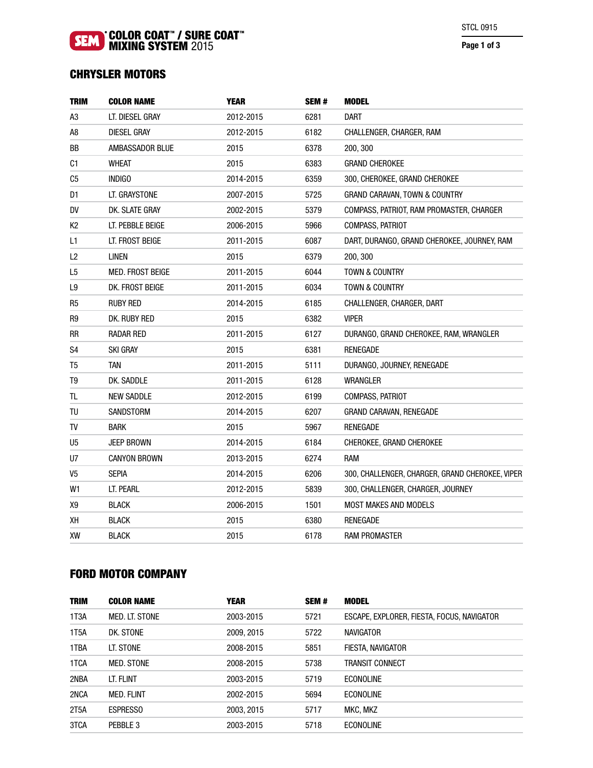# SEM COLOR COAT™ / SURE COAT™ MIXING SYSTEM 2015

STCL 0915

## CHRYSLER MOTORS

| TRIM | COLOR NAME | YEAR | SEM # | MODEL |
|---|---|---|---|---|
| A3 | LT. DIESEL GRAY | 2012-2015 | 6281 | DART |
| A8 | DIESEL GRAY | 2012-2015 | 6182 | CHALLENGER, CHARGER, RAM |
| BB | AMBASSADOR BLUE | 2015 | 6378 | 200, 300 |
| C1 | WHEAT | 2015 | 6383 | GRAND CHEROKEE |
| C5 | INDIGO | 2014-2015 | 6359 | 300, CHEROKEE, GRAND CHEROKEE |
| D1 | LT. GRAYSTONE | 2007-2015 | 5725 | GRAND CARAVAN, TOWN & COUNTRY |
| DV | DK. SLATE GRAY | 2002-2015 | 5379 | COMPASS, PATRIOT, RAM PROMASTER, CHARGER |
| K2 | LT. PEBBLE BEIGE | 2006-2015 | 5966 | COMPASS, PATRIOT |
| L1 | LT. FROST BEIGE | 2011-2015 | 6087 | DART, DURANGO, GRAND CHEROKEE, JOURNEY, RAM |
| L2 | LINEN | 2015 | 6379 | 200, 300 |
| L5 | MED. FROST BEIGE | 2011-2015 | 6044 | TOWN & COUNTRY |
| L9 | DK. FROST BEIGE | 2011-2015 | 6034 | TOWN & COUNTRY |
| R5 | RUBY RED | 2014-2015 | 6185 | CHALLENGER, CHARGER, DART |
| R9 | DK. RUBY RED | 2015 | 6382 | VIPER |
| RR | RADAR RED | 2011-2015 | 6127 | DURANGO, GRAND CHEROKEE, RAM, WRANGLER |
| S4 | SKI GRAY | 2015 | 6381 | RENEGADE |
| T5 | TAN | 2011-2015 | 5111 | DURANGO, JOURNEY, RENEGADE |
| T9 | DK. SADDLE | 2011-2015 | 6128 | WRANGLER |
| TL | NEW SADDLE | 2012-2015 | 6199 | COMPASS, PATRIOT |
| TU | SANDSTORM | 2014-2015 | 6207 | GRAND CARAVAN, RENEGADE |
| TV | BARK | 2015 | 5967 | RENEGADE |
| U5 | JEEP BROWN | 2014-2015 | 6184 | CHEROKEE, GRAND CHEROKEE |
| U7 | CANYON BROWN | 2013-2015 | 6274 | RAM |
| V5 | SEPIA | 2014-2015 | 6206 | 300, CHALLENGER, CHARGER, GRAND CHEROKEE, VIPER |
| W1 | LT. PEARL | 2012-2015 | 5839 | 300, CHALLENGER, CHARGER, JOURNEY |
| X9 | BLACK | 2006-2015 | 1501 | MOST MAKES AND MODELS |
| XH | BLACK | 2015 | 6380 | RENEGADE |
| XW | BLACK | 2015 | 6178 | RAM PROMASTER |

## FORD MOTOR COMPANY

| TRIM | COLOR NAME | YEAR | SEM # | MODEL |
|---|---|---|---|---|
| 1T3A | MED. LT. STONE | 2003-2015 | 5721 | ESCAPE, EXPLORER, FIESTA, FOCUS, NAVIGATOR |
| 1T5A | DK. STONE | 2009, 2015 | 5722 | NAVIGATOR |
| 1TBA | LT. STONE | 2008-2015 | 5851 | FIESTA, NAVIGATOR |
| 1TCA | MED. STONE | 2008-2015 | 5738 | TRANSIT CONNECT |
| 2NBA | LT. FLINT | 2003-2015 | 5719 | ECONOLINE |
| 2NCA | MED. FLINT | 2002-2015 | 5694 | ECONOLINE |
| 2T5A | ESPRESSO | 2003, 2015 | 5717 | MKC, MKZ |
| 3TCA | PEBBLE 3 | 2003-2015 | 5718 | ECONOLINE |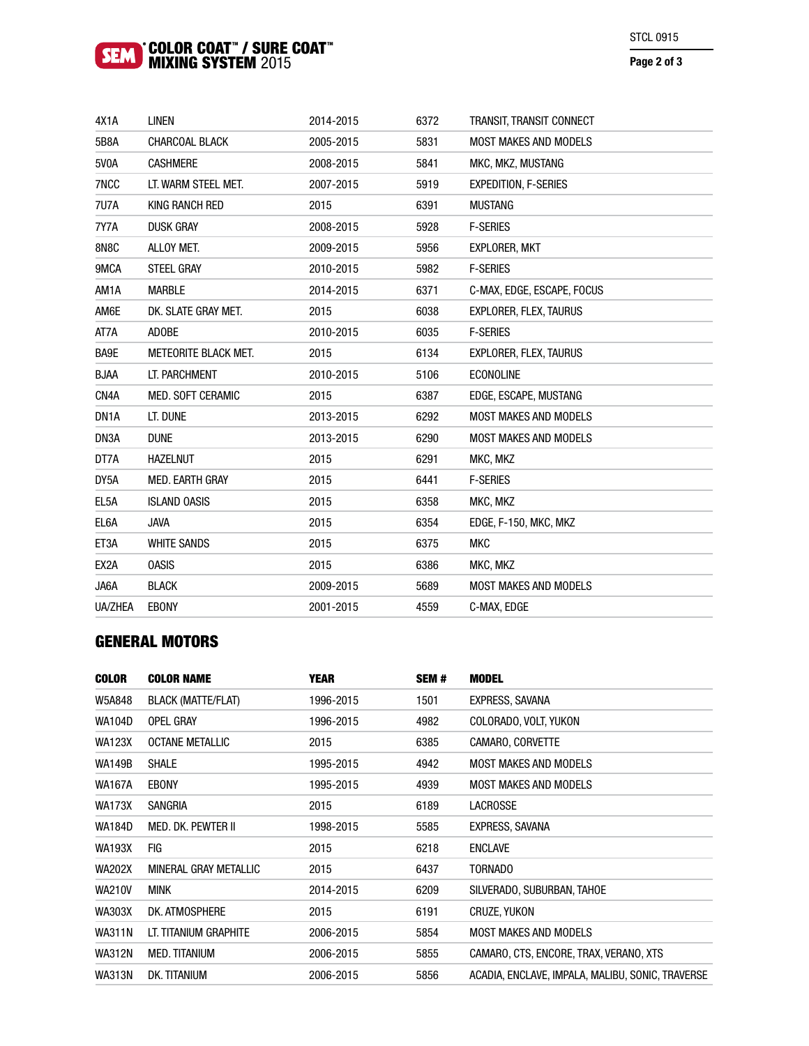| | | | | |
|---|---|---|---|---|
| 4X1A | LINEN | 2014-2015 | 6372 | TRANSIT, TRANSIT CONNECT |
| 5B8A | CHARCOAL BLACK | 2005-2015 | 5831 | MOST MAKES AND MODELS |
| 5V0A | CASHMERE | 2008-2015 | 5841 | MKC, MKZ, MUSTANG |
| 7NCC | LT. WARM STEEL MET. | 2007-2015 | 5919 | EXPEDITION, F-SERIES |
| 7U7A | KING RANCH RED | 2015 | 6391 | MUSTANG |
| 7Y7A | DUSK GRAY | 2008-2015 | 5928 | F-SERIES |
| 8N8C | ALLOY MET. | 2009-2015 | 5956 | EXPLORER, MKT |
| 9MCA | STEEL GRAY | 2010-2015 | 5982 | F-SERIES |
| AM1A | MARBLE | 2014-2015 | 6371 | C-MAX, EDGE, ESCAPE, FOCUS |
| AM6E | DK. SLATE GRAY MET. | 2015 | 6038 | EXPLORER, FLEX, TAURUS |
| AT7A | ADOBE | 2010-2015 | 6035 | F-SERIES |
| BA9E | METEORITE BLACK MET. | 2015 | 6134 | EXPLORER, FLEX, TAURUS |
| BJAA | LT. PARCHMENT | 2010-2015 | 5106 | ECONOLINE |
| CN4A | MED. SOFT CERAMIC | 2015 | 6387 | EDGE, ESCAPE, MUSTANG |
| DN1A | LT. DUNE | 2013-2015 | 6292 | MOST MAKES AND MODELS |
| DN3A | DUNE | 2013-2015 | 6290 | MOST MAKES AND MODELS |
| DT7A | HAZELNUT | 2015 | 6291 | MKC, MKZ |
| DY5A | MED. EARTH GRAY | 2015 | 6441 | F-SERIES |
| EL5A | ISLAND OASIS | 2015 | 6358 | MKC, MKZ |
| EL6A | JAVA | 2015 | 6354 | EDGE, F-150, MKC, MKZ |
| ET3A | WHITE SANDS | 2015 | 6375 | MKC |
| EX2A | OASIS | 2015 | 6386 | MKC, MKZ |
| JA6A | BLACK | 2009-2015 | 5689 | MOST MAKES AND MODELS |
| UA/ZHEA | EBONY | 2001-2015 | 4559 | C-MAX, EDGE |

## GENERAL MOTORS

| COLOR | COLOR NAME | YEAR | SEM # | MODEL |
|---|---|---|---|---|
| W5A848 | BLACK (MATTE/FLAT) | 1996-2015 | 1501 | EXPRESS, SAVANA |
| WA104D | OPEL GRAY | 1996-2015 | 4982 | COLORADO, VOLT, YUKON |
| WA123X | OCTANE METALLIC | 2015 | 6385 | CAMARO, CORVETTE |
| WA149B | SHALE | 1995-2015 | 4942 | MOST MAKES AND MODELS |
| WA167A | EBONY | 1995-2015 | 4939 | MOST MAKES AND MODELS |
| WA173X | SANGRIA | 2015 | 6189 | LACROSSE |
| WA184D | MED. DK. PEWTER II | 1998-2015 | 5585 | EXPRESS, SAVANA |
| WA193X | FIG | 2015 | 6218 | ENCLAVE |
| WA202X | MINERAL GRAY METALLIC | 2015 | 6437 | TORNADO |
| WA210V | MINK | 2014-2015 | 6209 | SILVERADO, SUBURBAN, TAHOE |
| WA303X | DK. ATMOSPHERE | 2015 | 6191 | CRUZE, YUKON |
| WA311N | LT. TITANIUM GRAPHITE | 2006-2015 | 5854 | MOST MAKES AND MODELS |
| WA312N | MED. TITANIUM | 2006-2015 | 5855 | CAMARO, CTS, ENCORE, TRAX, VERANO, XTS |
| WA313N | DK. TITANIUM | 2006-2015 | 5856 | ACADIA, ENCLAVE, IMPALA, MALIBU, SONIC, TRAVERSE |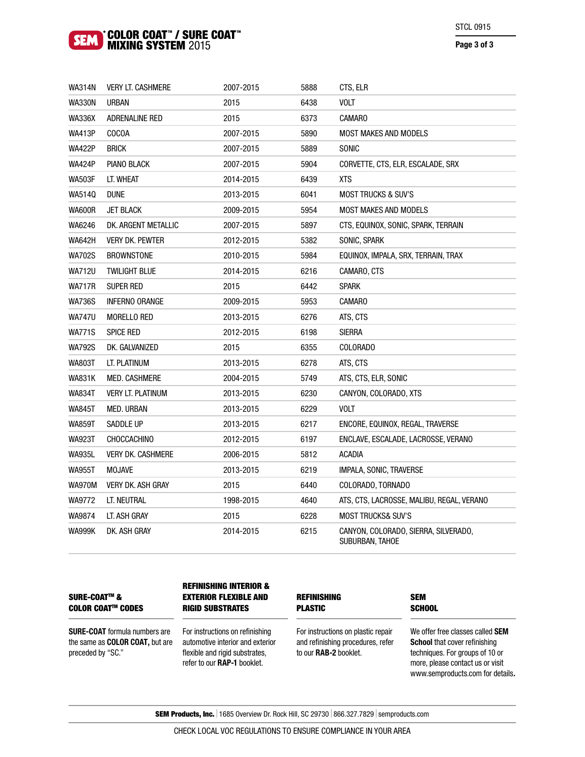| | | | | |
|---|---|---|---|---|
| WA314N | VERY LT. CASHMERE | 2007-2015 | 5888 | CTS, ELR |
| WA330N | URBAN | 2015 | 6438 | VOLT |
| WA336X | ADRENALINE RED | 2015 | 6373 | CAMARO |
| WA413P | COCOA | 2007-2015 | 5890 | MOST MAKES AND MODELS |
| WA422P | BRICK | 2007-2015 | 5889 | SONIC |
| WA424P | PIANO BLACK | 2007-2015 | 5904 | CORVETTE, CTS, ELR, ESCALADE, SRX |
| WA503F | LT. WHEAT | 2014-2015 | 6439 | XTS |
| WA514Q | DUNE | 2013-2015 | 6041 | MOST TRUCKS & SUV'S |
| WA600R | JET BLACK | 2009-2015 | 5954 | MOST MAKES AND MODELS |
| WA6246 | DK. ARGENT METALLIC | 2007-2015 | 5897 | CTS, EQUINOX, SONIC, SPARK, TERRAIN |
| WA642H | VERY DK. PEWTER | 2012-2015 | 5382 | SONIC, SPARK |
| WA702S | BROWNSTONE | 2010-2015 | 5984 | EQUINOX, IMPALA, SRX, TERRAIN, TRAX |
| WA712U | TWILIGHT BLUE | 2014-2015 | 6216 | CAMARO, CTS |
| WA717R | SUPER RED | 2015 | 6442 | SPARK |
| WA736S | INFERNO ORANGE | 2009-2015 | 5953 | CAMARO |
| WA747U | MORELLO RED | 2013-2015 | 6276 | ATS, CTS |
| WA771S | SPICE RED | 2012-2015 | 6198 | SIERRA |
| WA792S | DK. GALVANIZED | 2015 | 6355 | COLORADO |
| WA803T | LT. PLATINUM | 2013-2015 | 6278 | ATS, CTS |
| WA831K | MED. CASHMERE | 2004-2015 | 5749 | ATS, CTS, ELR, SONIC |
| WA834T | VERY LT. PLATINUM | 2013-2015 | 6230 | CANYON, COLORADO, XTS |
| WA845T | MED. URBAN | 2013-2015 | 6229 | VOLT |
| WA859T | SADDLE UP | 2013-2015 | 6217 | ENCORE, EQUINOX, REGAL, TRAVERSE |
| WA923T | CHOCCACHINO | 2012-2015 | 6197 | ENCLAVE, ESCALADE, LACROSSE, VERANO |
| WA935L | VERY DK. CASHMERE | 2006-2015 | 5812 | ACADIA |
| WA955T | MOJAVE | 2013-2015 | 6219 | IMPALA, SONIC, TRAVERSE |
| WA970M | VERY DK. ASH GRAY | 2015 | 6440 | COLORADO, TORNADO |
| WA9772 | LT. NEUTRAL | 1998-2015 | 4640 | ATS, CTS, LACROSSE, MALIBU, REGAL, VERANO |
| WA9874 | LT. ASH GRAY | 2015 | 6228 | MOST TRUCKS& SUV'S |
| WA999K | DK. ASH GRAY | 2014-2015 | 6215 | CANYON, COLORADO, SIERRA, SILVERADO, SUBURBAN, TAHOE |

### SURE-COAT™ & COLOR COAT™ CODES

**SURE-COAT** formula numbers are the same as **COLOR COAT,** but are preceded by "SC."

### REFINISHING INTERIOR & EXTERIOR FLEXIBLE AND RIGID SUBSTRATES

For instructions on refinishing automotive interior and exterior flexible and rigid substrates, refer to our **RAP-1** booklet.

### REFINISHING PLASTIC

For instructions on plastic repair and refinishing procedures, refer to our **RAB-2** booklet.

### SEM SCHOOL

We offer free classes called **SEM School** that cover refinishing techniques. For groups of 10 or more, please contact us or visit www.semproducts.com for details.

**SEM Products, Inc.** | 1685 Overview Dr. Rock Hill, SC 29730 | 866.327.7829 | semproducts.com

CHECK LOCAL VOC REGULATIONS TO ENSURE COMPLIANCE IN YOUR AREA